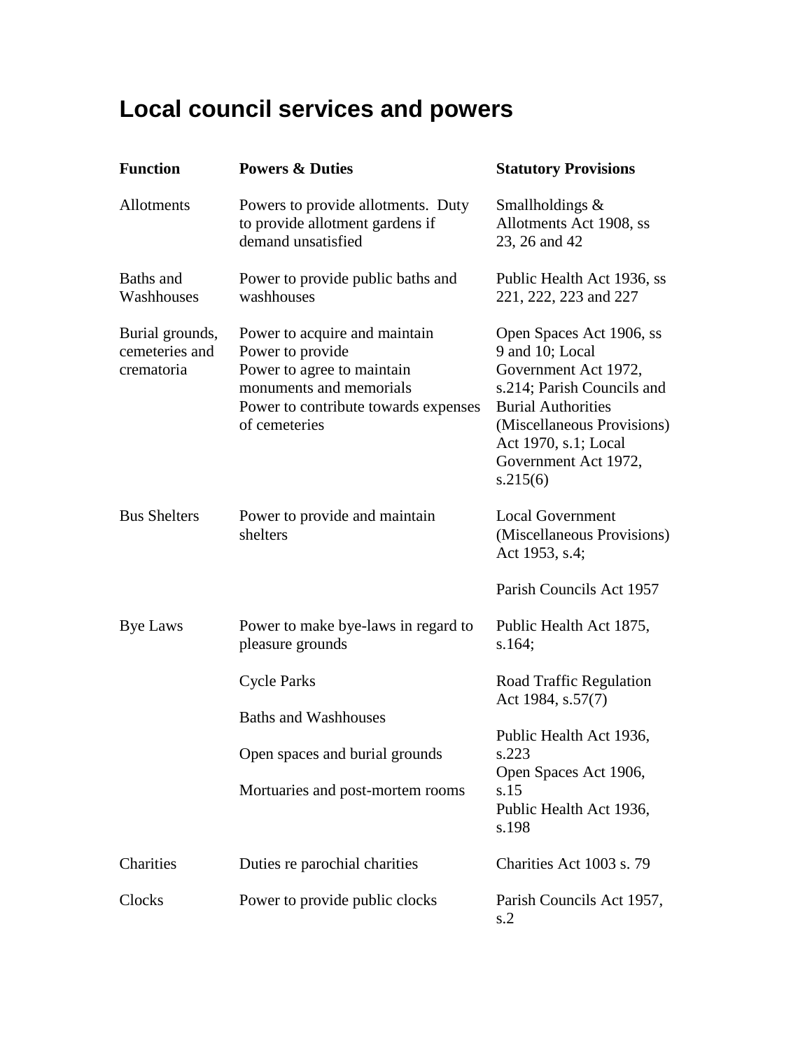# Local council services and powers

| Function | Powers & Duties | Statutory Provisions |
|---|---|---|
| Allotments | Powers to provide allotments. Duty to provide allotment gardens if demand unsatisfied | Smallholdings & Allotments Act 1908, ss 23, 26 and 42 |
| Baths and Washhouses | Power to provide public baths and washhouses | Public Health Act 1936, ss 221, 222, 223 and 227 |
| Burial grounds, cemeteries and crematoria | Power to acquire and maintain<br>Power to provide<br>Power to agree to maintain monuments and memorials<br>Power to contribute towards expenses of cemeteries | Open Spaces Act 1906, ss 9 and 10; Local Government Act 1972, s.214; Parish Councils and Burial Authorities (Miscellaneous Provisions) Act 1970, s.1; Local Government Act 1972, s.215(6) |
| Bus Shelters | Power to provide and maintain shelters | Local Government (Miscellaneous Provisions) Act 1953, s.4;<br><br>Parish Councils Act 1957 |
| Bye Laws | Power to make bye-laws in regard to pleasure grounds | Public Health Act 1875, s.164; |
| | Cycle Parks | Road Traffic Regulation Act 1984, s.57(7) |
| | Baths and Washhouses | Public Health Act 1936, s.223 |
| | Open spaces and burial grounds | Open Spaces Act 1906, s.15 |
| | Mortuaries and post-mortem rooms | Public Health Act 1936, s.198 |
| Charities | Duties re parochial charities | Charities Act 1003 s. 79 |
| Clocks | Power to provide public clocks | Parish Councils Act 1957, s.2 |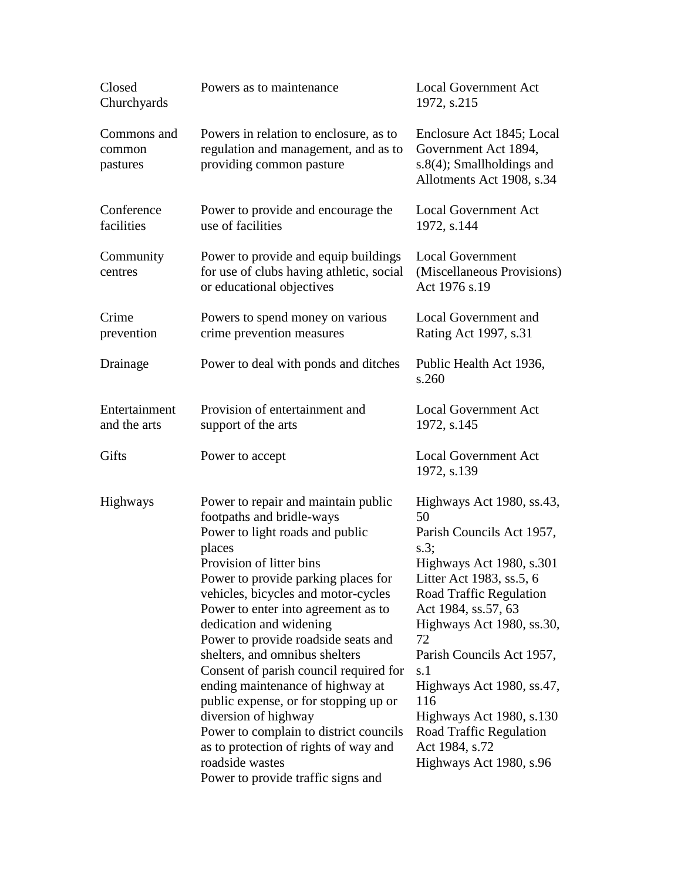| | | |
|---|---|---|
| Closed Churchyards | Powers as to maintenance | Local Government Act 1972, s.215 |
| Commons and common pastures | Powers in relation to enclosure, as to regulation and management, and as to providing common pasture | Enclosure Act 1845; Local Government Act 1894, s.8(4); Smallholdings and Allotments Act 1908, s.34 |
| Conference facilities | Power to provide and encourage the use of facilities | Local Government Act 1972, s.144 |
| Community centres | Power to provide and equip buildings for use of clubs having athletic, social or educational objectives | Local Government (Miscellaneous Provisions) Act 1976 s.19 |
| Crime prevention | Powers to spend money on various crime prevention measures | Local Government and Rating Act 1997, s.31 |
| Drainage | Power to deal with ponds and ditches | Public Health Act 1936, s.260 |
| Entertainment and the arts | Provision of entertainment and support of the arts | Local Government Act 1972, s.145 |
| Gifts | Power to accept | Local Government Act 1972, s.139 |
| Highways | Power to repair and maintain public footpaths and bridle-ways<br>Power to light roads and public places<br>Provision of litter bins<br>Power to provide parking places for vehicles, bicycles and motor-cycles<br>Power to enter into agreement as to dedication and widening<br>Power to provide roadside seats and shelters, and omnibus shelters<br>Consent of parish council required for ending maintenance of highway at public expense, or for stopping up or diversion of highway<br>Power to complain to district councils as to protection of rights of way and roadside wastes<br>Power to provide traffic signs and | Highways Act 1980, ss.43, 50<br>Parish Councils Act 1957, s.3;<br>Highways Act 1980, s.301<br>Litter Act 1983, ss.5, 6<br>Road Traffic Regulation Act 1984, ss.57, 63<br>Highways Act 1980, ss.30, 72<br>Parish Councils Act 1957, s.1<br>Highways Act 1980, ss.47, 116<br>Highways Act 1980, s.130<br>Road Traffic Regulation Act 1984, s.72<br>Highways Act 1980, s.96 |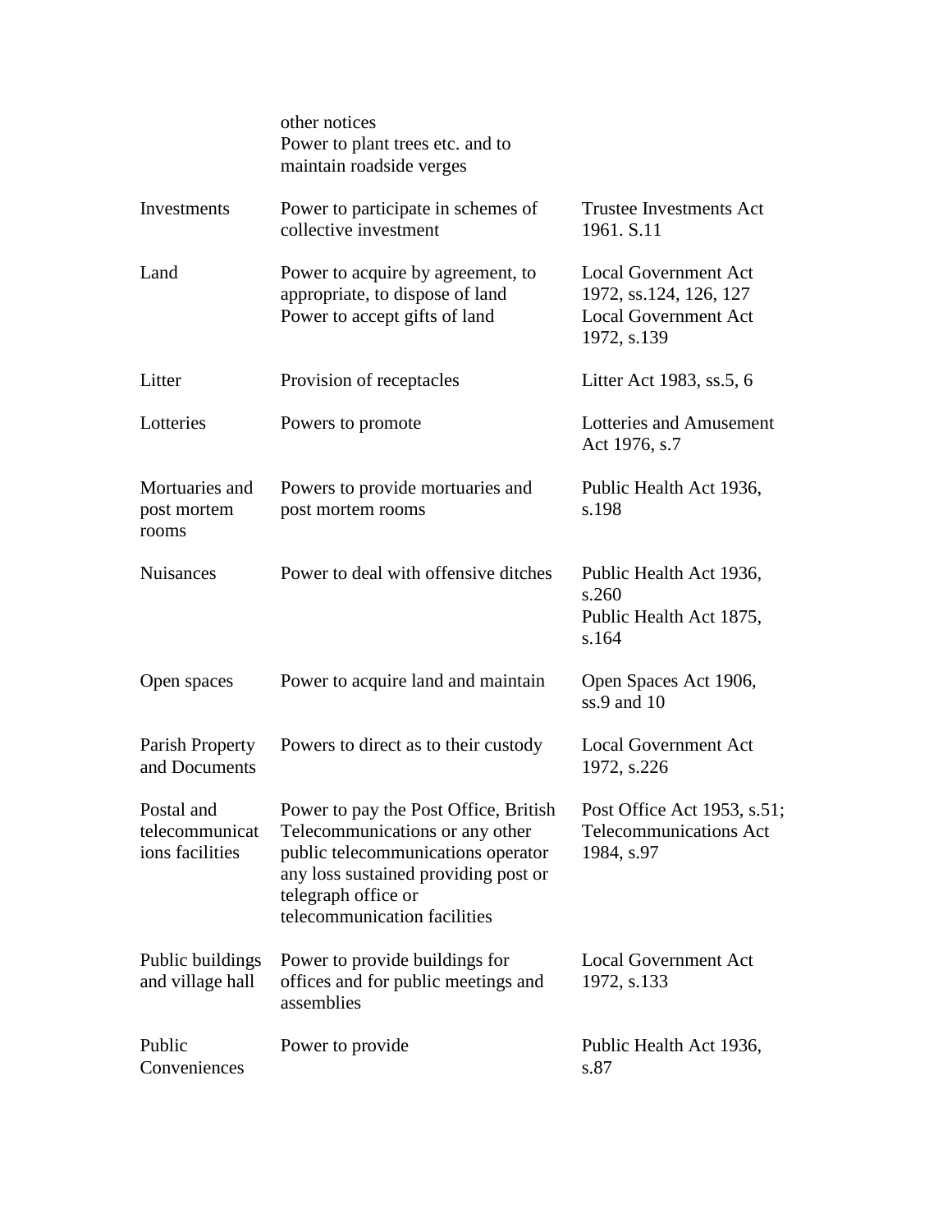| | | |
|---|---|---|
| | other notices<br>Power to plant trees etc. and to maintain roadside verges | |
| Investments | Power to participate in schemes of collective investment | Trustee Investments Act 1961. S.11 |
| Land | Power to acquire by agreement, to appropriate, to dispose of land<br>Power to accept gifts of land | Local Government Act 1972, ss.124, 126, 127<br>Local Government Act 1972, s.139 |
| Litter | Provision of receptacles | Litter Act 1983, ss.5, 6 |
| Lotteries | Powers to promote | Lotteries and Amusement Act 1976, s.7 |
| Mortuaries and post mortem rooms | Powers to provide mortuaries and post mortem rooms | Public Health Act 1936, s.198 |
| Nuisances | Power to deal with offensive ditches | Public Health Act 1936, s.260<br>Public Health Act 1875, s.164 |
| Open spaces | Power to acquire land and maintain | Open Spaces Act 1906, ss.9 and 10 |
| Parish Property and Documents | Powers to direct as to their custody | Local Government Act 1972, s.226 |
| Postal and telecommunications facilities | Power to pay the Post Office, British Telecommunications or any other public telecommunications operator any loss sustained providing post or telegraph office or telecommunication facilities | Post Office Act 1953, s.51; Telecommunications Act 1984, s.97 |
| Public buildings and village hall | Power to provide buildings for offices and for public meetings and assemblies | Local Government Act 1972, s.133 |
| Public Conveniences | Power to provide | Public Health Act 1936, s.87 |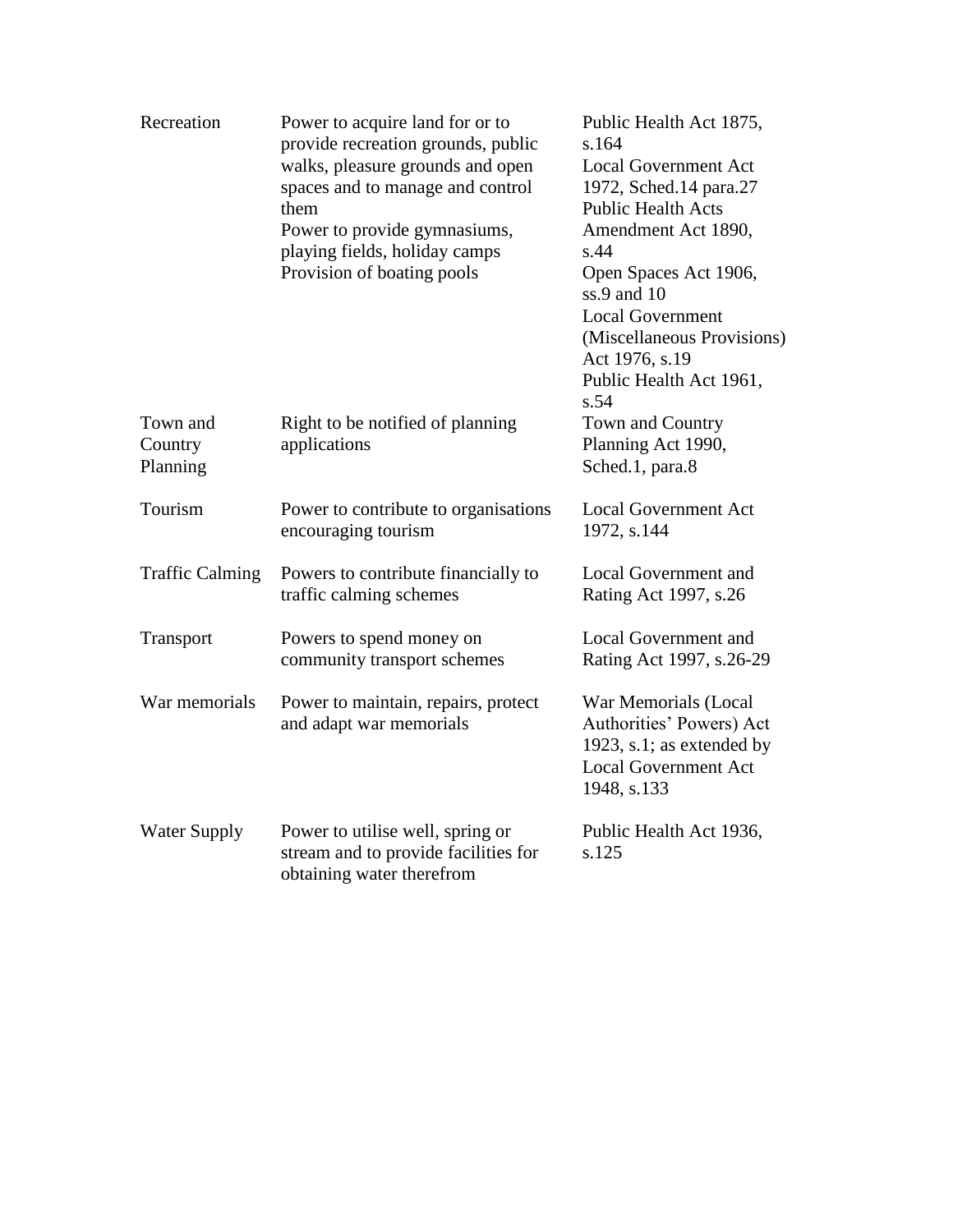| | | |
|---|---|---|
| Recreation | Power to acquire land for or to provide recreation grounds, public walks, pleasure grounds and open spaces and to manage and control them<br>Power to provide gymnasiums, playing fields, holiday camps<br>Provision of boating pools | Public Health Act 1875, s.164<br>Local Government Act 1972, Sched.14 para.27<br>Public Health Acts Amendment Act 1890, s.44<br>Open Spaces Act 1906, ss.9 and 10<br>Local Government (Miscellaneous Provisions) Act 1976, s.19<br>Public Health Act 1961, s.54 |
| Town and Country Planning | Right to be notified of planning applications | Town and Country Planning Act 1990, Sched.1, para.8 |
| Tourism | Power to contribute to organisations encouraging tourism | Local Government Act 1972, s.144 |
| Traffic Calming | Powers to contribute financially to traffic calming schemes | Local Government and Rating Act 1997, s.26 |
| Transport | Powers to spend money on community transport schemes | Local Government and Rating Act 1997, s.26-29 |
| War memorials | Power to maintain, repairs, protect and adapt war memorials | War Memorials (Local Authorities' Powers) Act 1923, s.1; as extended by Local Government Act 1948, s.133 |
| Water Supply | Power to utilise well, spring or stream and to provide facilities for obtaining water therefrom | Public Health Act 1936, s.125 |